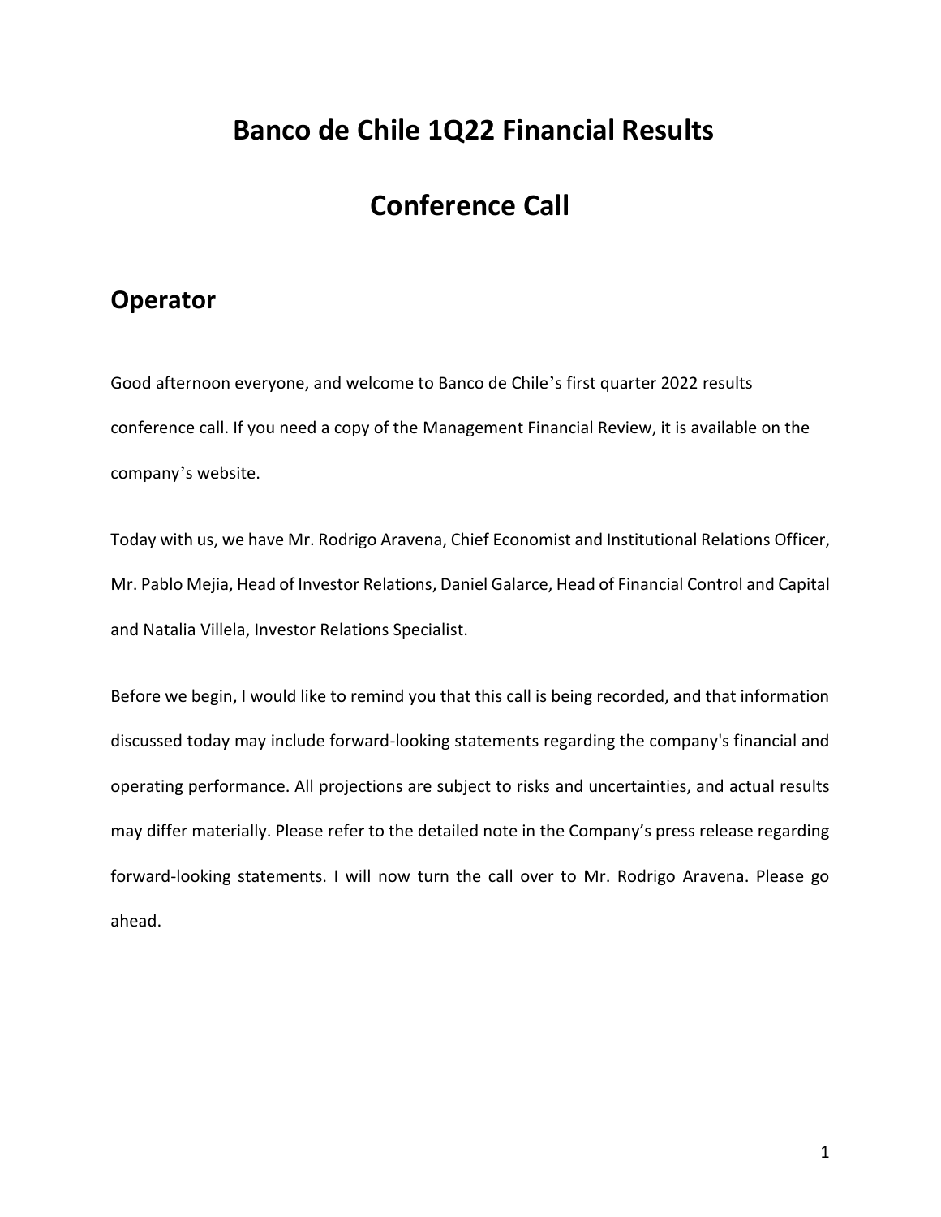# Banco de Chile 1Q22 Financial Results

# Conference Call

## Operator

Good afternoon everyone, and welcome to Banco de Chile's first quarter 2022 results conference call. If you need a copy of the Management Financial Review, it is available on the company's website.

Today with us, we have Mr. Rodrigo Aravena, Chief Economist and Institutional Relations Officer, Mr. Pablo Mejia, Head of Investor Relations, Daniel Galarce, Head of Financial Control and Capital and Natalia Villela, Investor Relations Specialist.

Before we begin, I would like to remind you that this call is being recorded, and that information discussed today may include forward-looking statements regarding the company's financial and operating performance. All projections are subject to risks and uncertainties, and actual results may differ materially. Please refer to the detailed note in the Company's press release regarding forward-looking statements. I will now turn the call over to Mr. Rodrigo Aravena. Please go ahead.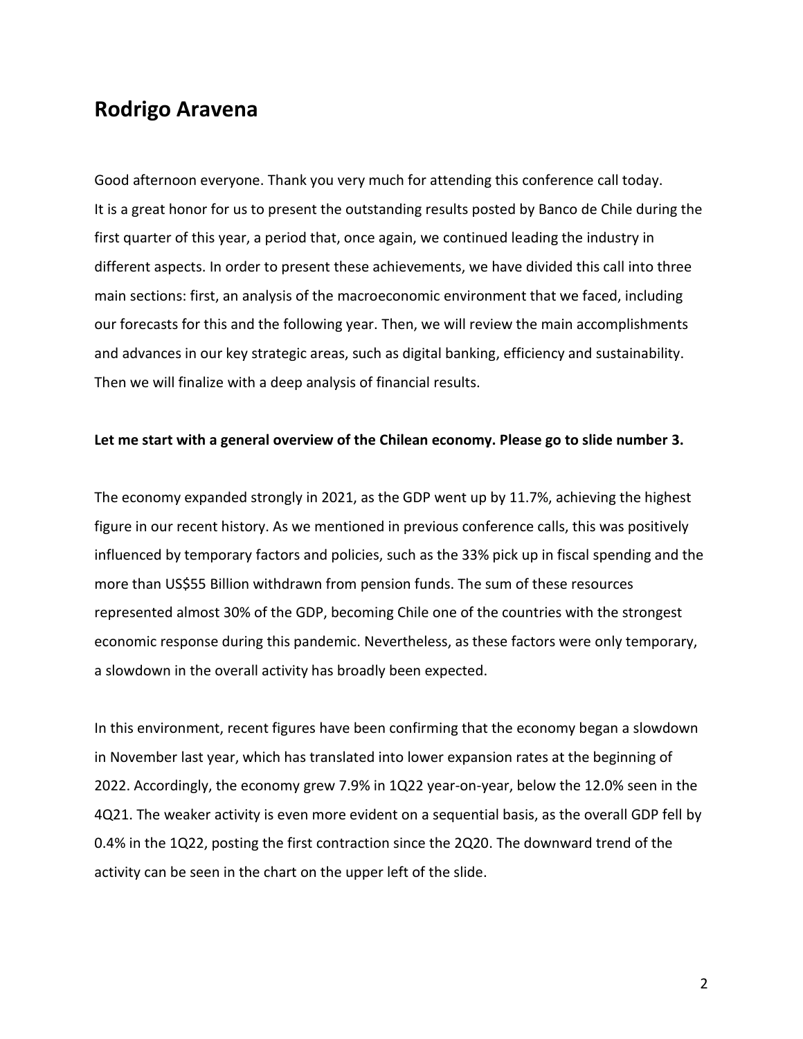## Rodrigo Aravena

Good afternoon everyone. Thank you very much for attending this conference call today. It is a great honor for us to present the outstanding results posted by Banco de Chile during the first quarter of this year, a period that, once again, we continued leading the industry in different aspects. In order to present these achievements, we have divided this call into three main sections: first, an analysis of the macroeconomic environment that we faced, including our forecasts for this and the following year. Then, we will review the main accomplishments and advances in our key strategic areas, such as digital banking, efficiency and sustainability. Then we will finalize with a deep analysis of financial results.

**Let me start with a general overview of the Chilean economy. Please go to slide number 3.**

The economy expanded strongly in 2021, as the GDP went up by 11.7%, achieving the highest figure in our recent history. As we mentioned in previous conference calls, this was positively influenced by temporary factors and policies, such as the 33% pick up in fiscal spending and the more than US$55 Billion withdrawn from pension funds. The sum of these resources represented almost 30% of the GDP, becoming Chile one of the countries with the strongest economic response during this pandemic. Nevertheless, as these factors were only temporary, a slowdown in the overall activity has broadly been expected.

In this environment, recent figures have been confirming that the economy began a slowdown in November last year, which has translated into lower expansion rates at the beginning of 2022. Accordingly, the economy grew 7.9% in 1Q22 year-on-year, below the 12.0% seen in the 4Q21. The weaker activity is even more evident on a sequential basis, as the overall GDP fell by 0.4% in the 1Q22, posting the first contraction since the 2Q20. The downward trend of the activity can be seen in the chart on the upper left of the slide.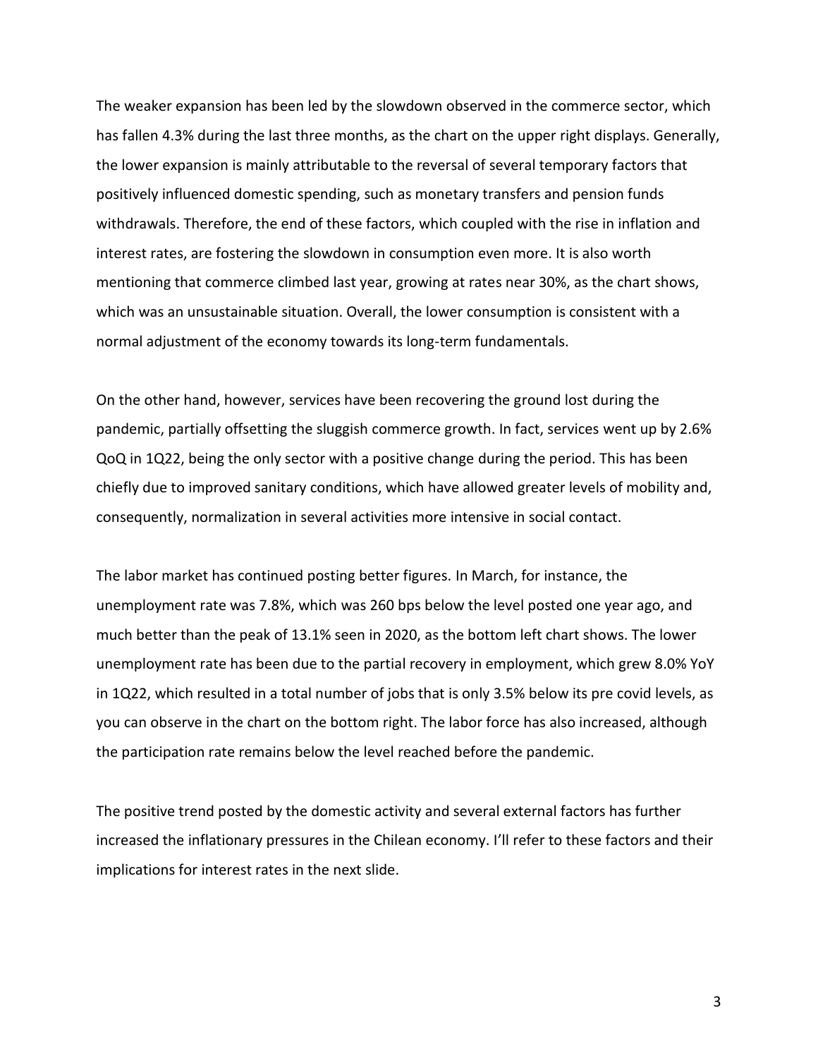The weaker expansion has been led by the slowdown observed in the commerce sector, which has fallen 4.3% during the last three months, as the chart on the upper right displays. Generally, the lower expansion is mainly attributable to the reversal of several temporary factors that positively influenced domestic spending, such as monetary transfers and pension funds withdrawals. Therefore, the end of these factors, which coupled with the rise in inflation and interest rates, are fostering the slowdown in consumption even more. It is also worth mentioning that commerce climbed last year, growing at rates near 30%, as the chart shows, which was an unsustainable situation. Overall, the lower consumption is consistent with a normal adjustment of the economy towards its long-term fundamentals.

On the other hand, however, services have been recovering the ground lost during the pandemic, partially offsetting the sluggish commerce growth. In fact, services went up by 2.6% QoQ in 1Q22, being the only sector with a positive change during the period. This has been chiefly due to improved sanitary conditions, which have allowed greater levels of mobility and, consequently, normalization in several activities more intensive in social contact.

The labor market has continued posting better figures. In March, for instance, the unemployment rate was 7.8%, which was 260 bps below the level posted one year ago, and much better than the peak of 13.1% seen in 2020, as the bottom left chart shows. The lower unemployment rate has been due to the partial recovery in employment, which grew 8.0% YoY in 1Q22, which resulted in a total number of jobs that is only 3.5% below its pre covid levels, as you can observe in the chart on the bottom right. The labor force has also increased, although the participation rate remains below the level reached before the pandemic.

The positive trend posted by the domestic activity and several external factors has further increased the inflationary pressures in the Chilean economy. I'll refer to these factors and their implications for interest rates in the next slide.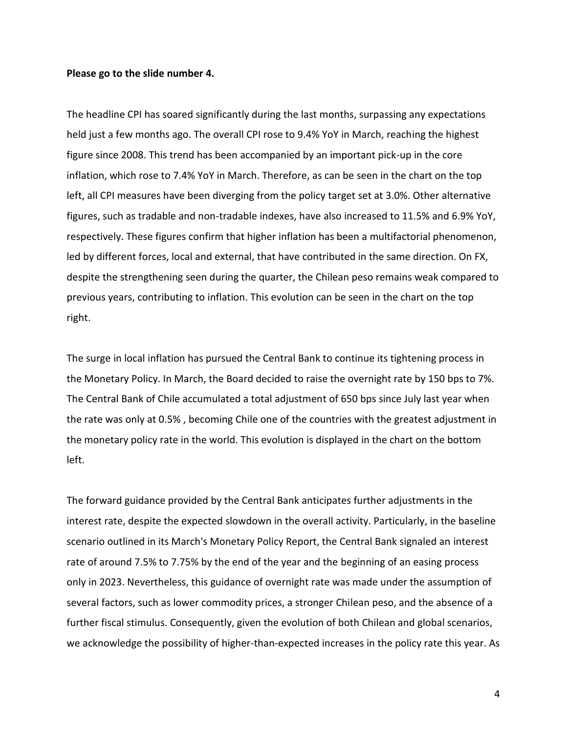**Please go to the slide number 4.**

The headline CPI has soared significantly during the last months, surpassing any expectations held just a few months ago. The overall CPI rose to 9.4% YoY in March, reaching the highest figure since 2008. This trend has been accompanied by an important pick-up in the core inflation, which rose to 7.4% YoY in March. Therefore, as can be seen in the chart on the top left, all CPI measures have been diverging from the policy target set at 3.0%. Other alternative figures, such as tradable and non-tradable indexes, have also increased to 11.5% and 6.9% YoY, respectively. These figures confirm that higher inflation has been a multifactorial phenomenon, led by different forces, local and external, that have contributed in the same direction. On FX, despite the strengthening seen during the quarter, the Chilean peso remains weak compared to previous years, contributing to inflation. This evolution can be seen in the chart on the top right.

The surge in local inflation has pursued the Central Bank to continue its tightening process in the Monetary Policy. In March, the Board decided to raise the overnight rate by 150 bps to 7%. The Central Bank of Chile accumulated a total adjustment of 650 bps since July last year when the rate was only at 0.5% , becoming Chile one of the countries with the greatest adjustment in the monetary policy rate in the world. This evolution is displayed in the chart on the bottom left.

The forward guidance provided by the Central Bank anticipates further adjustments in the interest rate, despite the expected slowdown in the overall activity. Particularly, in the baseline scenario outlined in its March's Monetary Policy Report, the Central Bank signaled an interest rate of around 7.5% to 7.75% by the end of the year and the beginning of an easing process only in 2023. Nevertheless, this guidance of overnight rate was made under the assumption of several factors, such as lower commodity prices, a stronger Chilean peso, and the absence of a further fiscal stimulus. Consequently, given the evolution of both Chilean and global scenarios, we acknowledge the possibility of higher-than-expected increases in the policy rate this year. As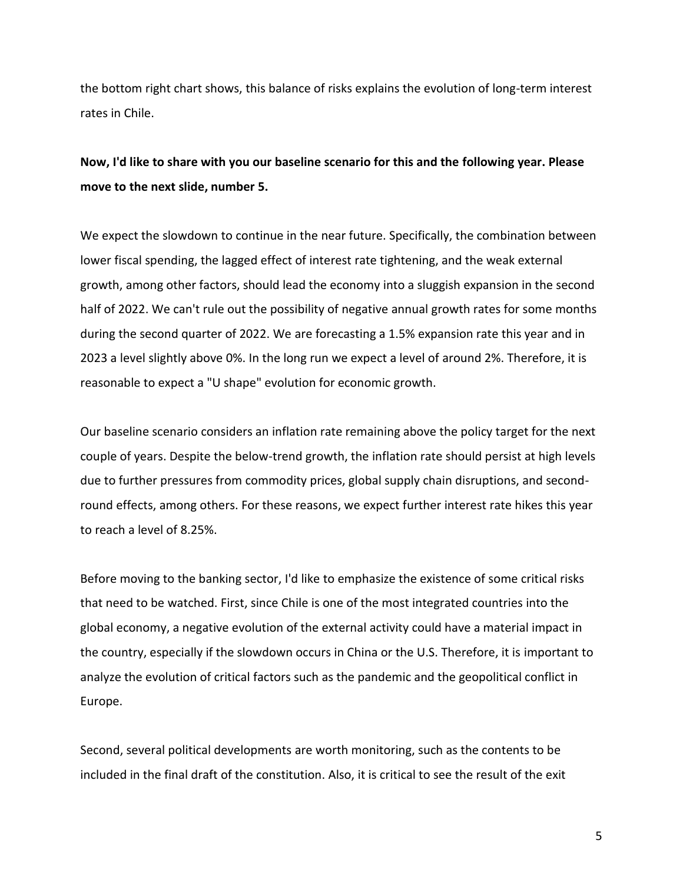the bottom right chart shows, this balance of risks explains the evolution of long-term interest rates in Chile.

**Now, I'd like to share with you our baseline scenario for this and the following year. Please move to the next slide, number 5.**

We expect the slowdown to continue in the near future. Specifically, the combination between lower fiscal spending, the lagged effect of interest rate tightening, and the weak external growth, among other factors, should lead the economy into a sluggish expansion in the second half of 2022. We can't rule out the possibility of negative annual growth rates for some months during the second quarter of 2022. We are forecasting a 1.5% expansion rate this year and in 2023 a level slightly above 0%. In the long run we expect a level of around 2%. Therefore, it is reasonable to expect a "U shape" evolution for economic growth.

Our baseline scenario considers an inflation rate remaining above the policy target for the next couple of years. Despite the below-trend growth, the inflation rate should persist at high levels due to further pressures from commodity prices, global supply chain disruptions, and second-round effects, among others. For these reasons, we expect further interest rate hikes this year to reach a level of 8.25%.

Before moving to the banking sector, I'd like to emphasize the existence of some critical risks that need to be watched. First, since Chile is one of the most integrated countries into the global economy, a negative evolution of the external activity could have a material impact in the country, especially if the slowdown occurs in China or the U.S. Therefore, it is important to analyze the evolution of critical factors such as the pandemic and the geopolitical conflict in Europe.

Second, several political developments are worth monitoring, such as the contents to be included in the final draft of the constitution. Also, it is critical to see the result of the exit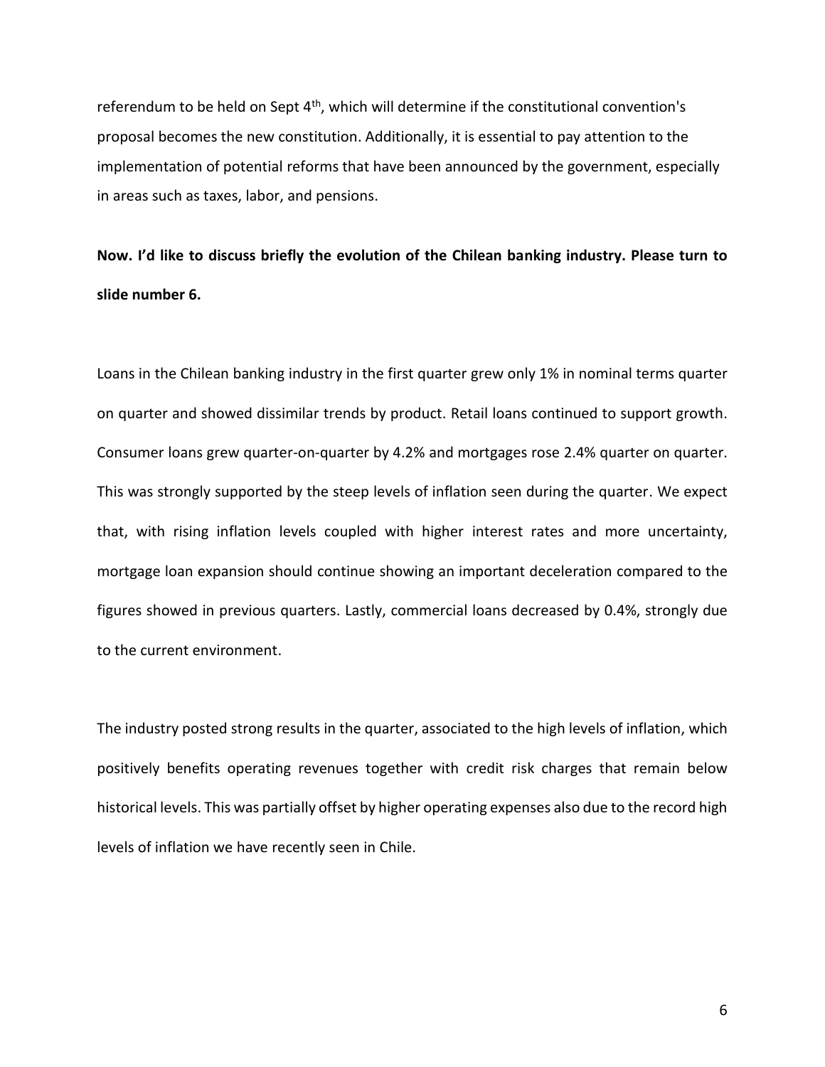referendum to be held on Sept 4th, which will determine if the constitutional convention's proposal becomes the new constitution. Additionally, it is essential to pay attention to the implementation of potential reforms that have been announced by the government, especially in areas such as taxes, labor, and pensions.

**Now. I'd like to discuss briefly the evolution of the Chilean banking industry. Please turn to slide number 6.**

Loans in the Chilean banking industry in the first quarter grew only 1% in nominal terms quarter on quarter and showed dissimilar trends by product. Retail loans continued to support growth. Consumer loans grew quarter-on-quarter by 4.2% and mortgages rose 2.4% quarter on quarter. This was strongly supported by the steep levels of inflation seen during the quarter. We expect that, with rising inflation levels coupled with higher interest rates and more uncertainty, mortgage loan expansion should continue showing an important deceleration compared to the figures showed in previous quarters. Lastly, commercial loans decreased by 0.4%, strongly due to the current environment.

The industry posted strong results in the quarter, associated to the high levels of inflation, which positively benefits operating revenues together with credit risk charges that remain below historical levels. This was partially offset by higher operating expenses also due to the record high levels of inflation we have recently seen in Chile.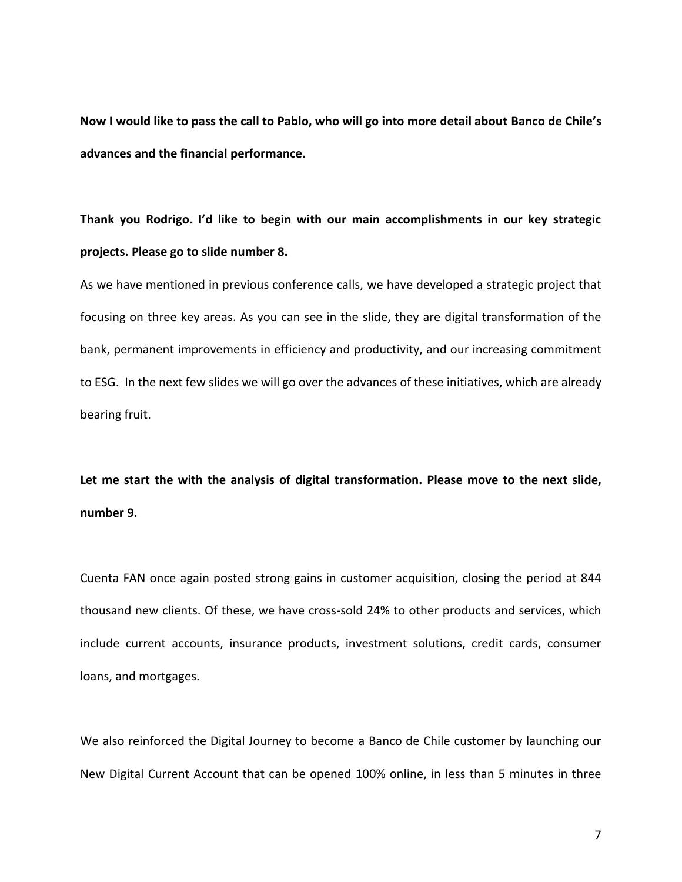**Now I would like to pass the call to Pablo, who will go into more detail about Banco de Chile's advances and the financial performance.**

**Thank you Rodrigo. I'd like to begin with our main accomplishments in our key strategic projects. Please go to slide number 8.**

As we have mentioned in previous conference calls, we have developed a strategic project that focusing on three key areas. As you can see in the slide, they are digital transformation of the bank, permanent improvements in efficiency and productivity, and our increasing commitment to ESG. In the next few slides we will go over the advances of these initiatives, which are already bearing fruit.

**Let me start the with the analysis of digital transformation. Please move to the next slide, number 9.**

Cuenta FAN once again posted strong gains in customer acquisition, closing the period at 844 thousand new clients. Of these, we have cross-sold 24% to other products and services, which include current accounts, insurance products, investment solutions, credit cards, consumer loans, and mortgages.

We also reinforced the Digital Journey to become a Banco de Chile customer by launching our New Digital Current Account that can be opened 100% online, in less than 5 minutes in three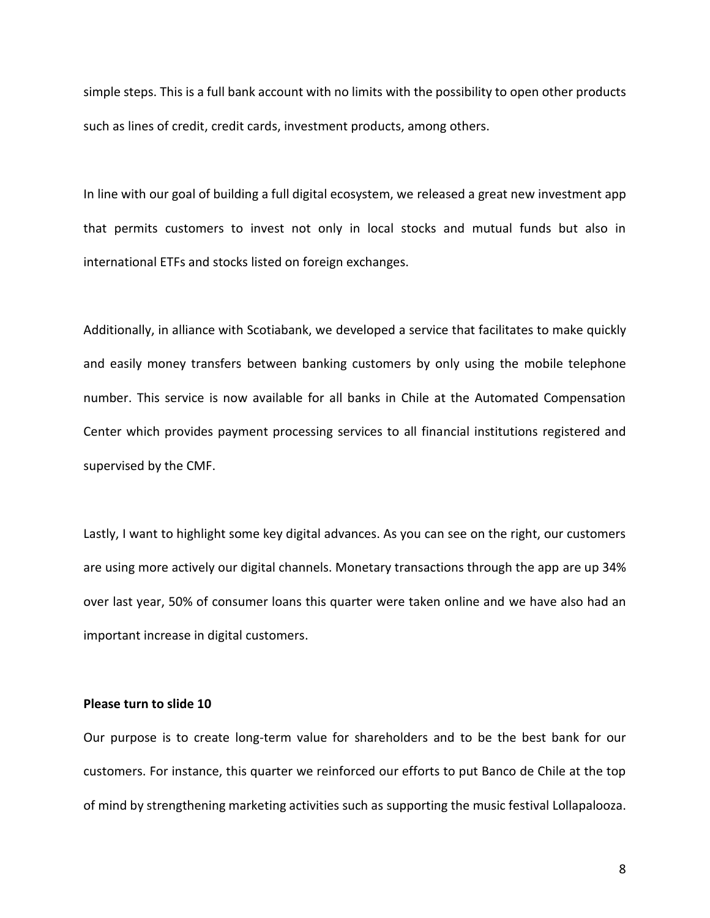simple steps. This is a full bank account with no limits with the possibility to open other products such as lines of credit, credit cards, investment products, among others.

In line with our goal of building a full digital ecosystem, we released a great new investment app that permits customers to invest not only in local stocks and mutual funds but also in international ETFs and stocks listed on foreign exchanges.

Additionally, in alliance with Scotiabank, we developed a service that facilitates to make quickly and easily money transfers between banking customers by only using the mobile telephone number. This service is now available for all banks in Chile at the Automated Compensation Center which provides payment processing services to all financial institutions registered and supervised by the CMF.

Lastly, I want to highlight some key digital advances. As you can see on the right, our customers are using more actively our digital channels. Monetary transactions through the app are up 34% over last year, 50% of consumer loans this quarter were taken online and we have also had an important increase in digital customers.

**Please turn to slide 10**

Our purpose is to create long-term value for shareholders and to be the best bank for our customers. For instance, this quarter we reinforced our efforts to put Banco de Chile at the top of mind by strengthening marketing activities such as supporting the music festival Lollapalooza.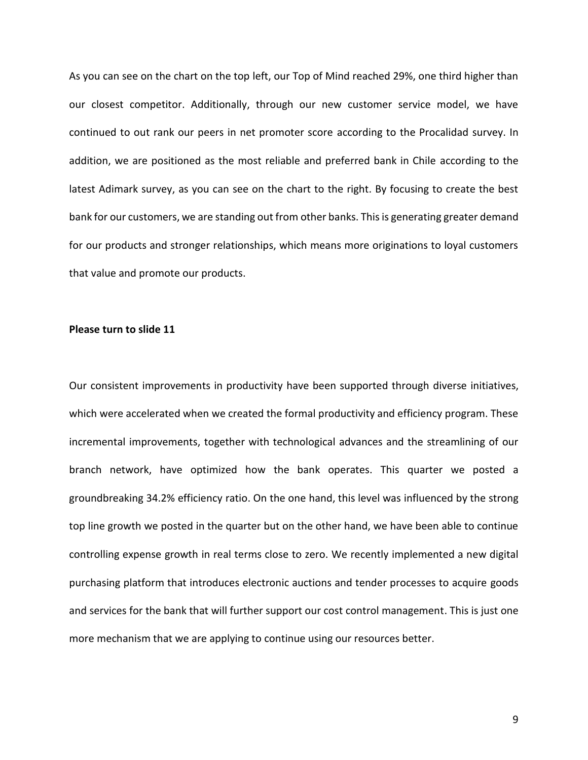As you can see on the chart on the top left, our Top of Mind reached 29%, one third higher than our closest competitor. Additionally, through our new customer service model, we have continued to out rank our peers in net promoter score according to the Procalidad survey. In addition, we are positioned as the most reliable and preferred bank in Chile according to the latest Adimark survey, as you can see on the chart to the right. By focusing to create the best bank for our customers, we are standing out from other banks. This is generating greater demand for our products and stronger relationships, which means more originations to loyal customers that value and promote our products.

**Please turn to slide 11**

Our consistent improvements in productivity have been supported through diverse initiatives, which were accelerated when we created the formal productivity and efficiency program. These incremental improvements, together with technological advances and the streamlining of our branch network, have optimized how the bank operates. This quarter we posted a groundbreaking 34.2% efficiency ratio. On the one hand, this level was influenced by the strong top line growth we posted in the quarter but on the other hand, we have been able to continue controlling expense growth in real terms close to zero. We recently implemented a new digital purchasing platform that introduces electronic auctions and tender processes to acquire goods and services for the bank that will further support our cost control management. This is just one more mechanism that we are applying to continue using our resources better.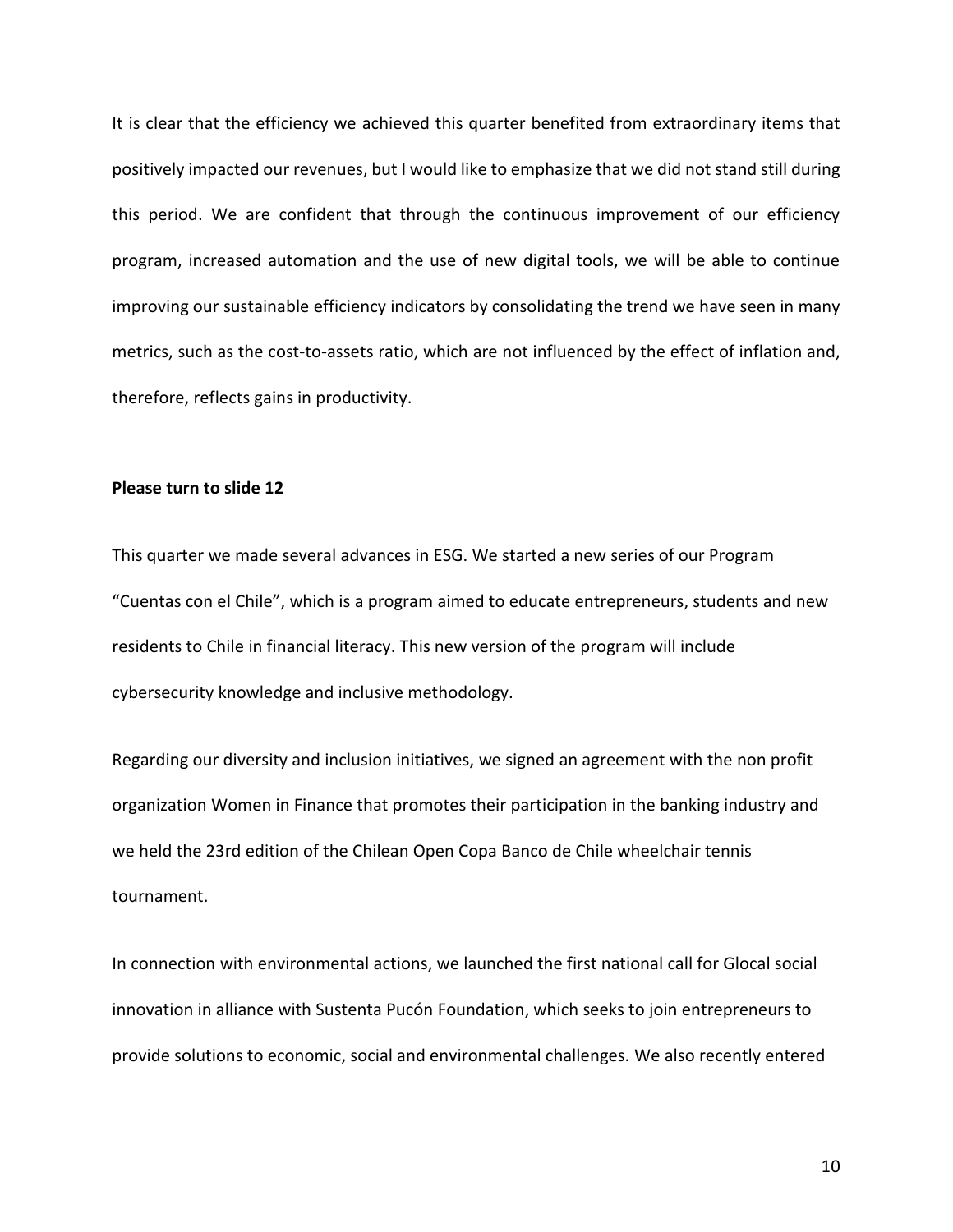It is clear that the efficiency we achieved this quarter benefited from extraordinary items that positively impacted our revenues, but I would like to emphasize that we did not stand still during this period. We are confident that through the continuous improvement of our efficiency program, increased automation and the use of new digital tools, we will be able to continue improving our sustainable efficiency indicators by consolidating the trend we have seen in many metrics, such as the cost-to-assets ratio, which are not influenced by the effect of inflation and, therefore, reflects gains in productivity.

**Please turn to slide 12**

This quarter we made several advances in ESG. We started a new series of our Program "Cuentas con el Chile", which is a program aimed to educate entrepreneurs, students and new residents to Chile in financial literacy. This new version of the program will include cybersecurity knowledge and inclusive methodology.

Regarding our diversity and inclusion initiatives, we signed an agreement with the non profit organization Women in Finance that promotes their participation in the banking industry and we held the 23rd edition of the Chilean Open Copa Banco de Chile wheelchair tennis tournament.

In connection with environmental actions, we launched the first national call for Glocal social innovation in alliance with Sustenta Pucón Foundation, which seeks to join entrepreneurs to provide solutions to economic, social and environmental challenges. We also recently entered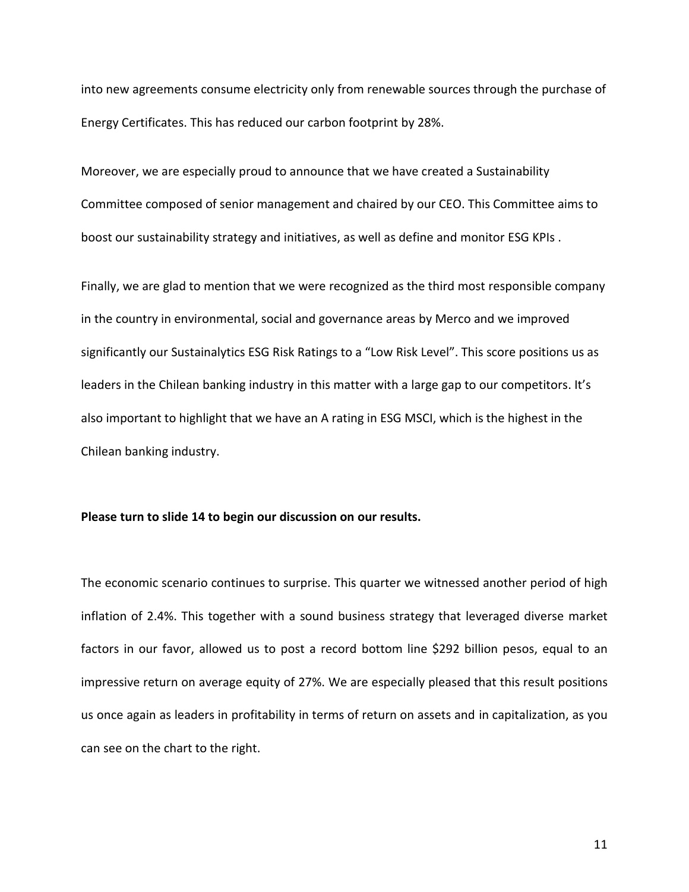into new agreements consume electricity only from renewable sources through the purchase of Energy Certificates. This has reduced our carbon footprint by 28%.

Moreover, we are especially proud to announce that we have created a Sustainability Committee composed of senior management and chaired by our CEO. This Committee aims to boost our sustainability strategy and initiatives, as well as define and monitor ESG KPIs .

Finally, we are glad to mention that we were recognized as the third most responsible company in the country in environmental, social and governance areas by Merco and we improved significantly our Sustainalytics ESG Risk Ratings to a "Low Risk Level". This score positions us as leaders in the Chilean banking industry in this matter with a large gap to our competitors. It's also important to highlight that we have an A rating in ESG MSCI, which is the highest in the Chilean banking industry.

**Please turn to slide 14 to begin our discussion on our results.**

The economic scenario continues to surprise. This quarter we witnessed another period of high inflation of 2.4%. This together with a sound business strategy that leveraged diverse market factors in our favor, allowed us to post a record bottom line $292 billion pesos, equal to an impressive return on average equity of 27%. We are especially pleased that this result positions us once again as leaders in profitability in terms of return on assets and in capitalization, as you can see on the chart to the right.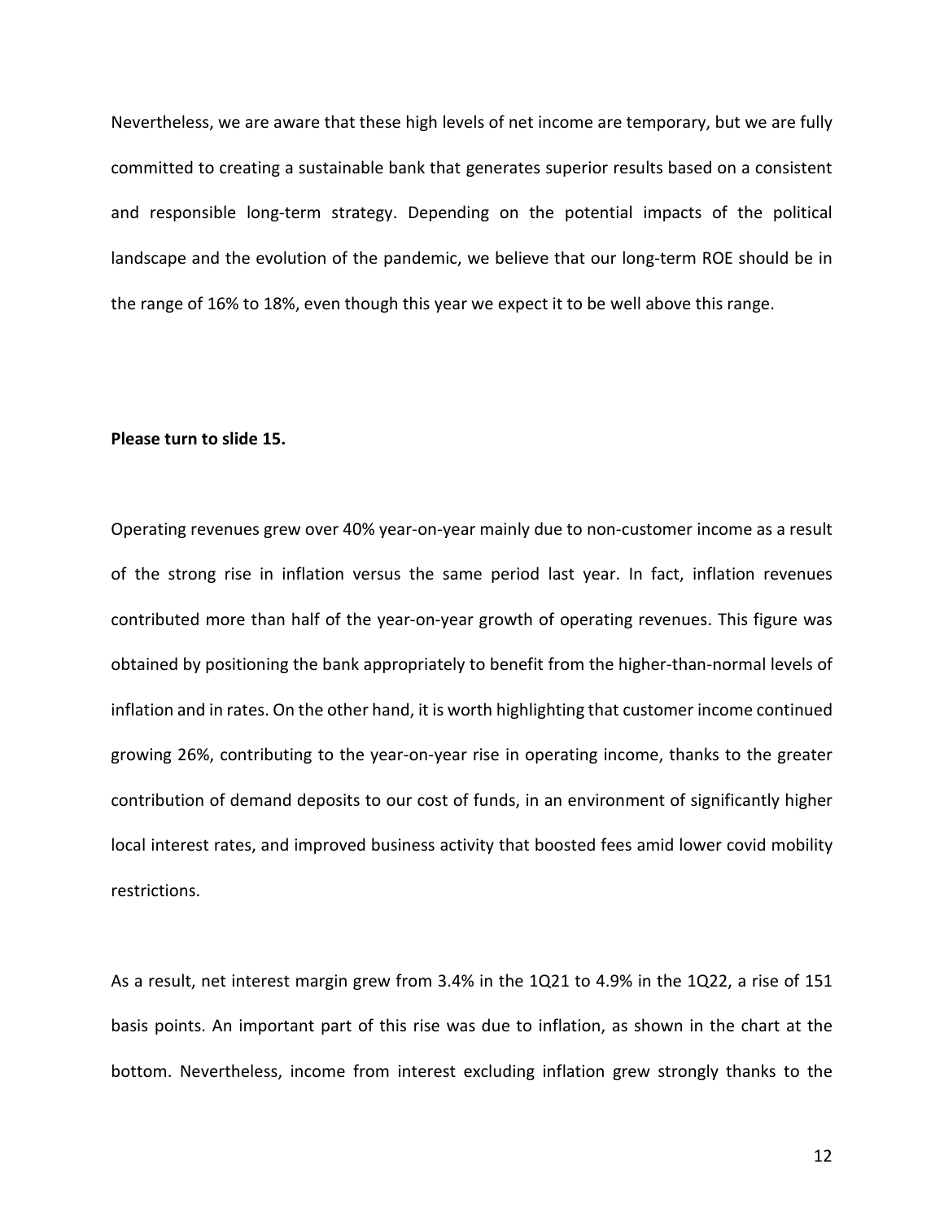Nevertheless, we are aware that these high levels of net income are temporary, but we are fully committed to creating a sustainable bank that generates superior results based on a consistent and responsible long-term strategy. Depending on the potential impacts of the political landscape and the evolution of the pandemic, we believe that our long-term ROE should be in the range of 16% to 18%, even though this year we expect it to be well above this range.

**Please turn to slide 15.**

Operating revenues grew over 40% year-on-year mainly due to non-customer income as a result of the strong rise in inflation versus the same period last year. In fact, inflation revenues contributed more than half of the year-on-year growth of operating revenues. This figure was obtained by positioning the bank appropriately to benefit from the higher-than-normal levels of inflation and in rates. On the other hand, it is worth highlighting that customer income continued growing 26%, contributing to the year-on-year rise in operating income, thanks to the greater contribution of demand deposits to our cost of funds, in an environment of significantly higher local interest rates, and improved business activity that boosted fees amid lower covid mobility restrictions.

As a result, net interest margin grew from 3.4% in the 1Q21 to 4.9% in the 1Q22, a rise of 151 basis points. An important part of this rise was due to inflation, as shown in the chart at the bottom. Nevertheless, income from interest excluding inflation grew strongly thanks to the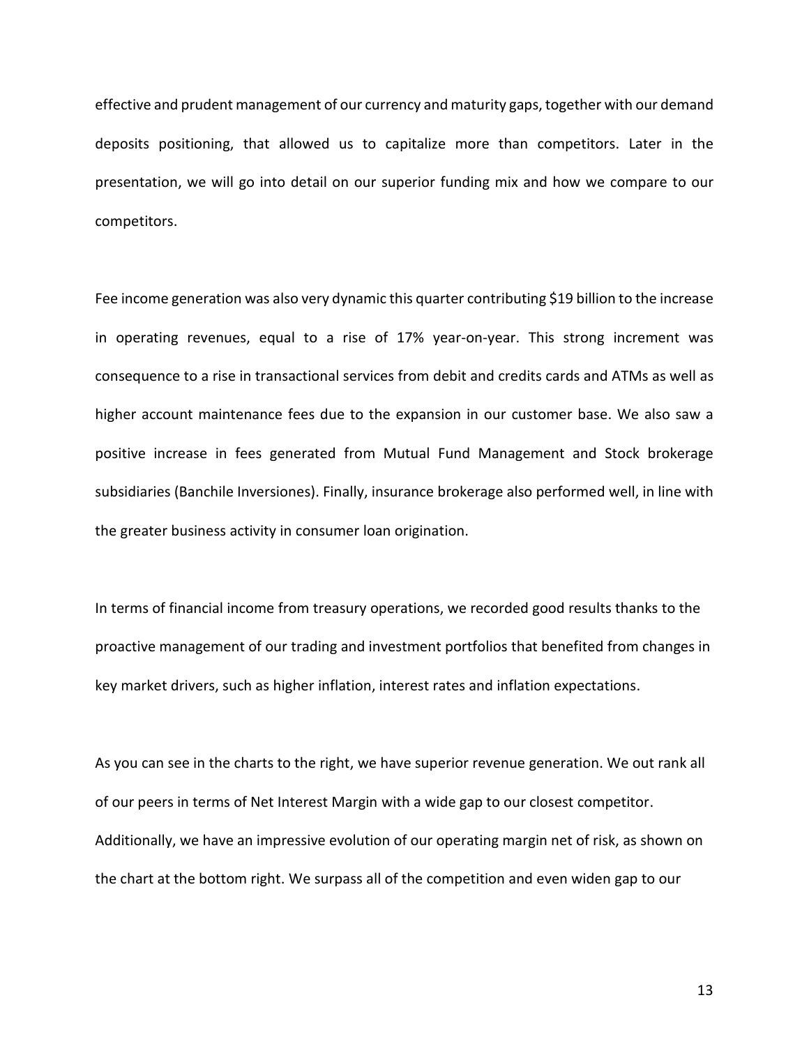effective and prudent management of our currency and maturity gaps, together with our demand deposits positioning, that allowed us to capitalize more than competitors. Later in the presentation, we will go into detail on our superior funding mix and how we compare to our competitors.

Fee income generation was also very dynamic this quarter contributing $19 billion to the increase in operating revenues, equal to a rise of 17% year-on-year. This strong increment was consequence to a rise in transactional services from debit and credits cards and ATMs as well as higher account maintenance fees due to the expansion in our customer base. We also saw a positive increase in fees generated from Mutual Fund Management and Stock brokerage subsidiaries (Banchile Inversiones). Finally, insurance brokerage also performed well, in line with the greater business activity in consumer loan origination.

In terms of financial income from treasury operations, we recorded good results thanks to the proactive management of our trading and investment portfolios that benefited from changes in key market drivers, such as higher inflation, interest rates and inflation expectations.

As you can see in the charts to the right, we have superior revenue generation. We out rank all of our peers in terms of Net Interest Margin with a wide gap to our closest competitor. Additionally, we have an impressive evolution of our operating margin net of risk, as shown on the chart at the bottom right. We surpass all of the competition and even widen gap to our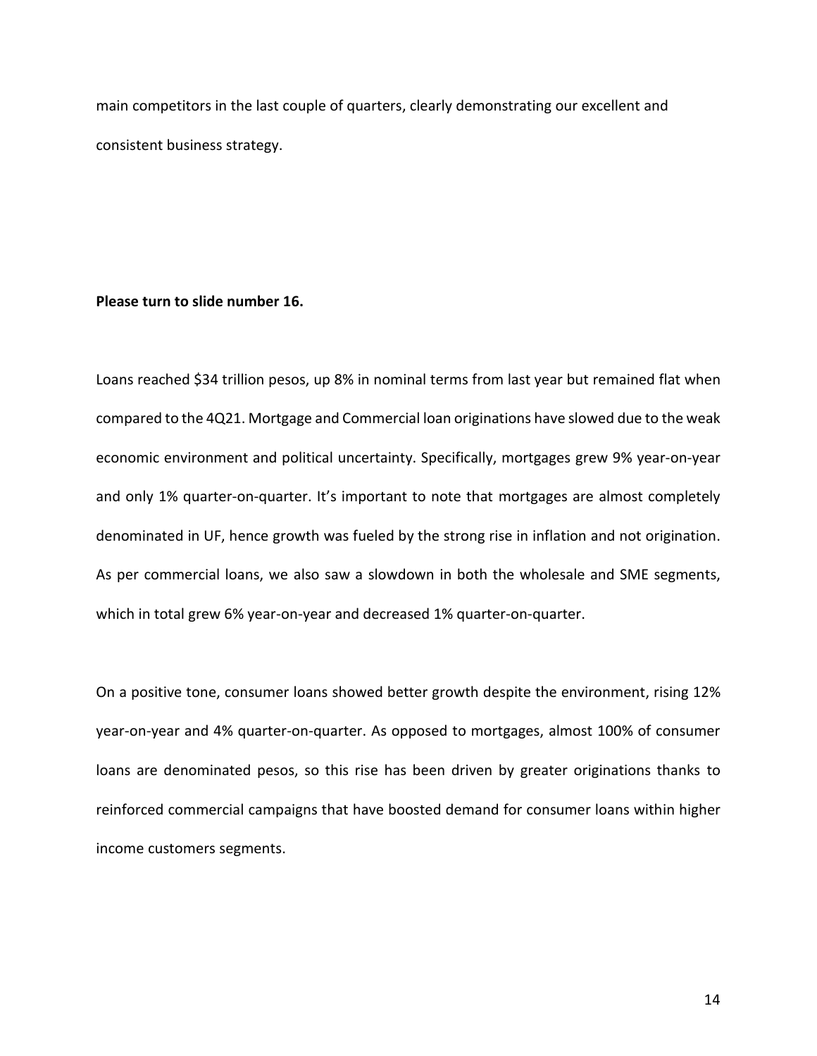main competitors in the last couple of quarters, clearly demonstrating our excellent and consistent business strategy.

**Please turn to slide number 16.**

Loans reached $34 trillion pesos, up 8% in nominal terms from last year but remained flat when compared to the 4Q21. Mortgage and Commercial loan originations have slowed due to the weak economic environment and political uncertainty. Specifically, mortgages grew 9% year-on-year and only 1% quarter-on-quarter. It's important to note that mortgages are almost completely denominated in UF, hence growth was fueled by the strong rise in inflation and not origination. As per commercial loans, we also saw a slowdown in both the wholesale and SME segments, which in total grew 6% year-on-year and decreased 1% quarter-on-quarter.

On a positive tone, consumer loans showed better growth despite the environment, rising 12% year-on-year and 4% quarter-on-quarter. As opposed to mortgages, almost 100% of consumer loans are denominated pesos, so this rise has been driven by greater originations thanks to reinforced commercial campaigns that have boosted demand for consumer loans within higher income customers segments.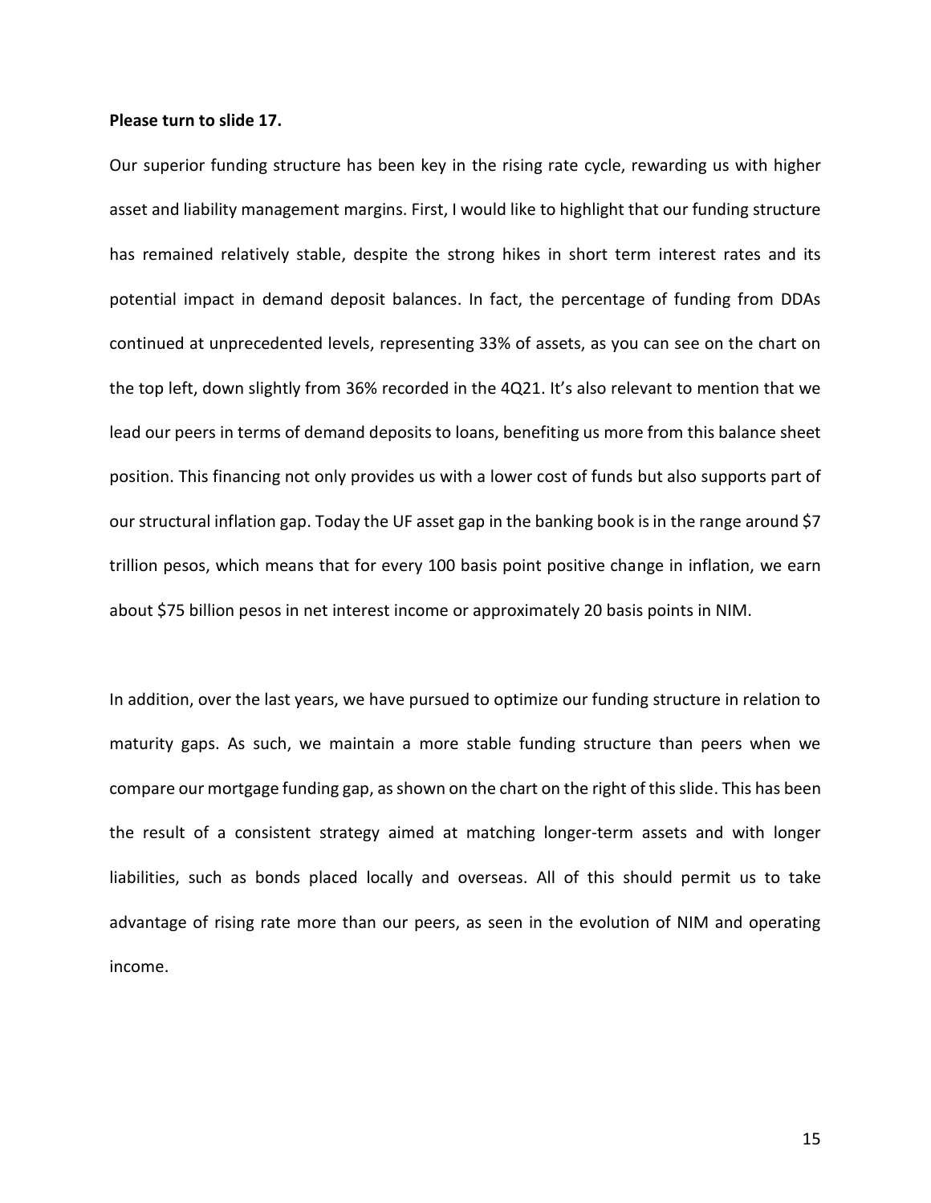**Please turn to slide 17.**

Our superior funding structure has been key in the rising rate cycle, rewarding us with higher asset and liability management margins. First, I would like to highlight that our funding structure has remained relatively stable, despite the strong hikes in short term interest rates and its potential impact in demand deposit balances. In fact, the percentage of funding from DDAs continued at unprecedented levels, representing 33% of assets, as you can see on the chart on the top left, down slightly from 36% recorded in the 4Q21. It's also relevant to mention that we lead our peers in terms of demand deposits to loans, benefiting us more from this balance sheet position. This financing not only provides us with a lower cost of funds but also supports part of our structural inflation gap. Today the UF asset gap in the banking book is in the range around $7 trillion pesos, which means that for every 100 basis point positive change in inflation, we earn about $75 billion pesos in net interest income or approximately 20 basis points in NIM.

In addition, over the last years, we have pursued to optimize our funding structure in relation to maturity gaps. As such, we maintain a more stable funding structure than peers when we compare our mortgage funding gap, as shown on the chart on the right of this slide. This has been the result of a consistent strategy aimed at matching longer-term assets and with longer liabilities, such as bonds placed locally and overseas. All of this should permit us to take advantage of rising rate more than our peers, as seen in the evolution of NIM and operating income.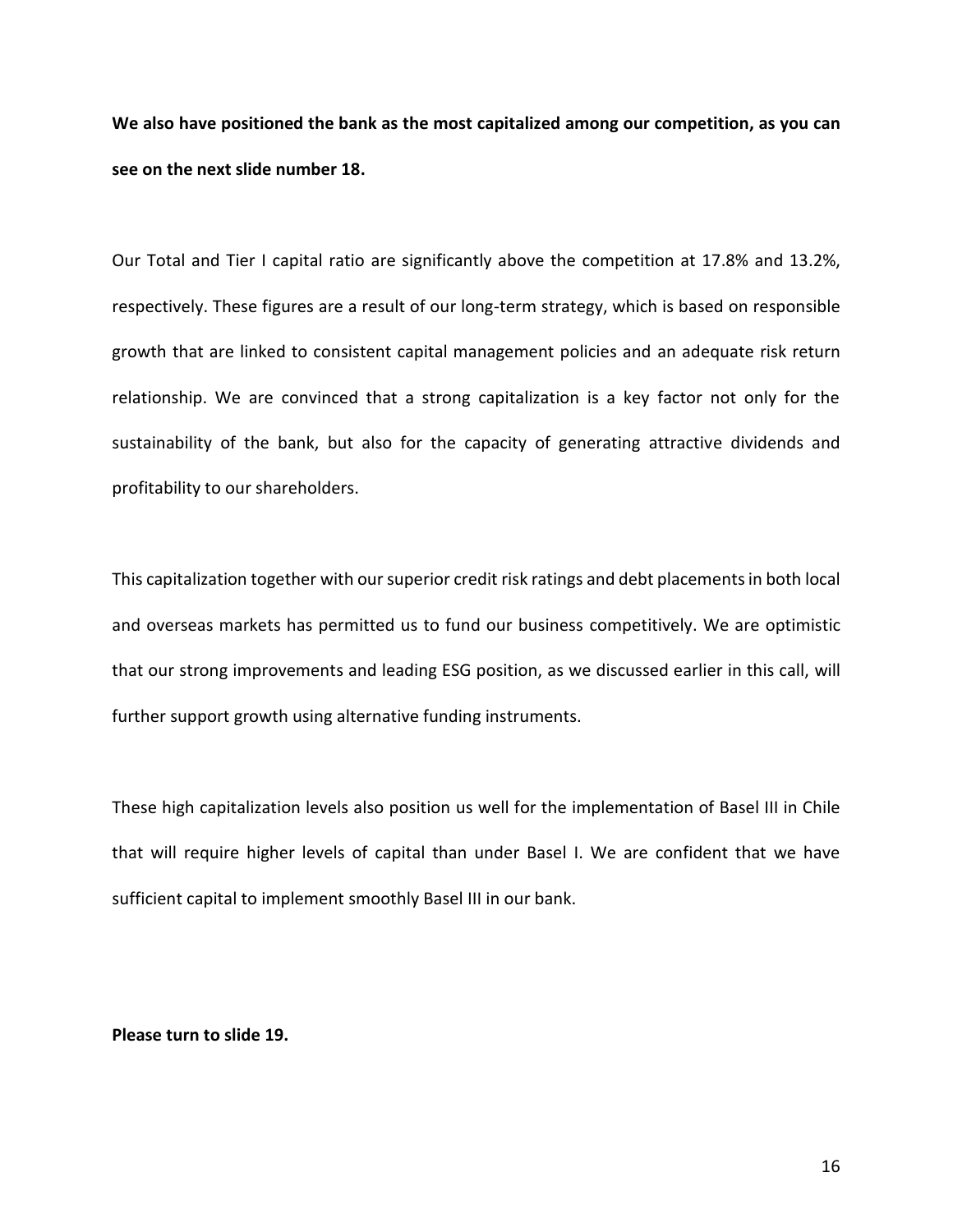**We also have positioned the bank as the most capitalized among our competition, as you can see on the next slide number 18.**

Our Total and Tier I capital ratio are significantly above the competition at 17.8% and 13.2%, respectively. These figures are a result of our long-term strategy, which is based on responsible growth that are linked to consistent capital management policies and an adequate risk return relationship. We are convinced that a strong capitalization is a key factor not only for the sustainability of the bank, but also for the capacity of generating attractive dividends and profitability to our shareholders.

This capitalization together with our superior credit risk ratings and debt placements in both local and overseas markets has permitted us to fund our business competitively. We are optimistic that our strong improvements and leading ESG position, as we discussed earlier in this call, will further support growth using alternative funding instruments.

These high capitalization levels also position us well for the implementation of Basel III in Chile that will require higher levels of capital than under Basel I. We are confident that we have sufficient capital to implement smoothly Basel III in our bank.

**Please turn to slide 19.**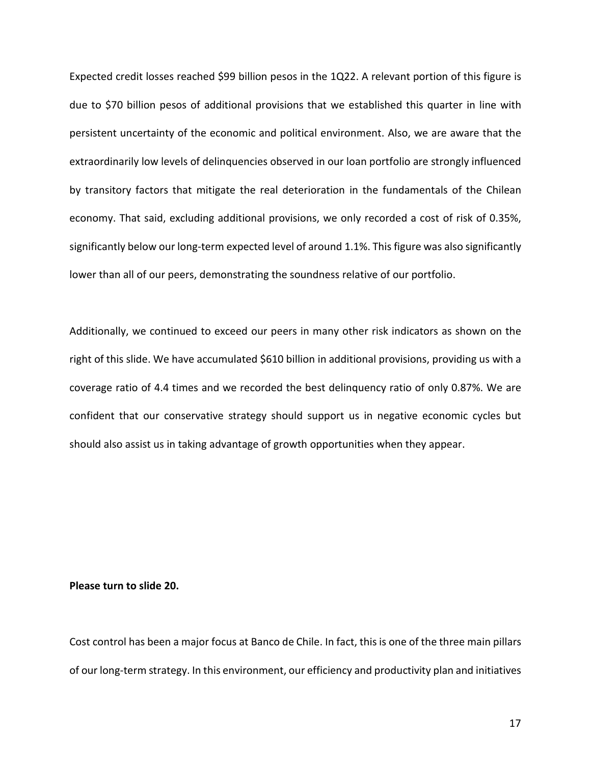Expected credit losses reached $99 billion pesos in the 1Q22. A relevant portion of this figure is due to $70 billion pesos of additional provisions that we established this quarter in line with persistent uncertainty of the economic and political environment. Also, we are aware that the extraordinarily low levels of delinquencies observed in our loan portfolio are strongly influenced by transitory factors that mitigate the real deterioration in the fundamentals of the Chilean economy. That said, excluding additional provisions, we only recorded a cost of risk of 0.35%, significantly below our long-term expected level of around 1.1%. This figure was also significantly lower than all of our peers, demonstrating the soundness relative of our portfolio.

Additionally, we continued to exceed our peers in many other risk indicators as shown on the right of this slide. We have accumulated $610 billion in additional provisions, providing us with a coverage ratio of 4.4 times and we recorded the best delinquency ratio of only 0.87%. We are confident that our conservative strategy should support us in negative economic cycles but should also assist us in taking advantage of growth opportunities when they appear.

**Please turn to slide 20.**

Cost control has been a major focus at Banco de Chile. In fact, this is one of the three main pillars of our long-term strategy. In this environment, our efficiency and productivity plan and initiatives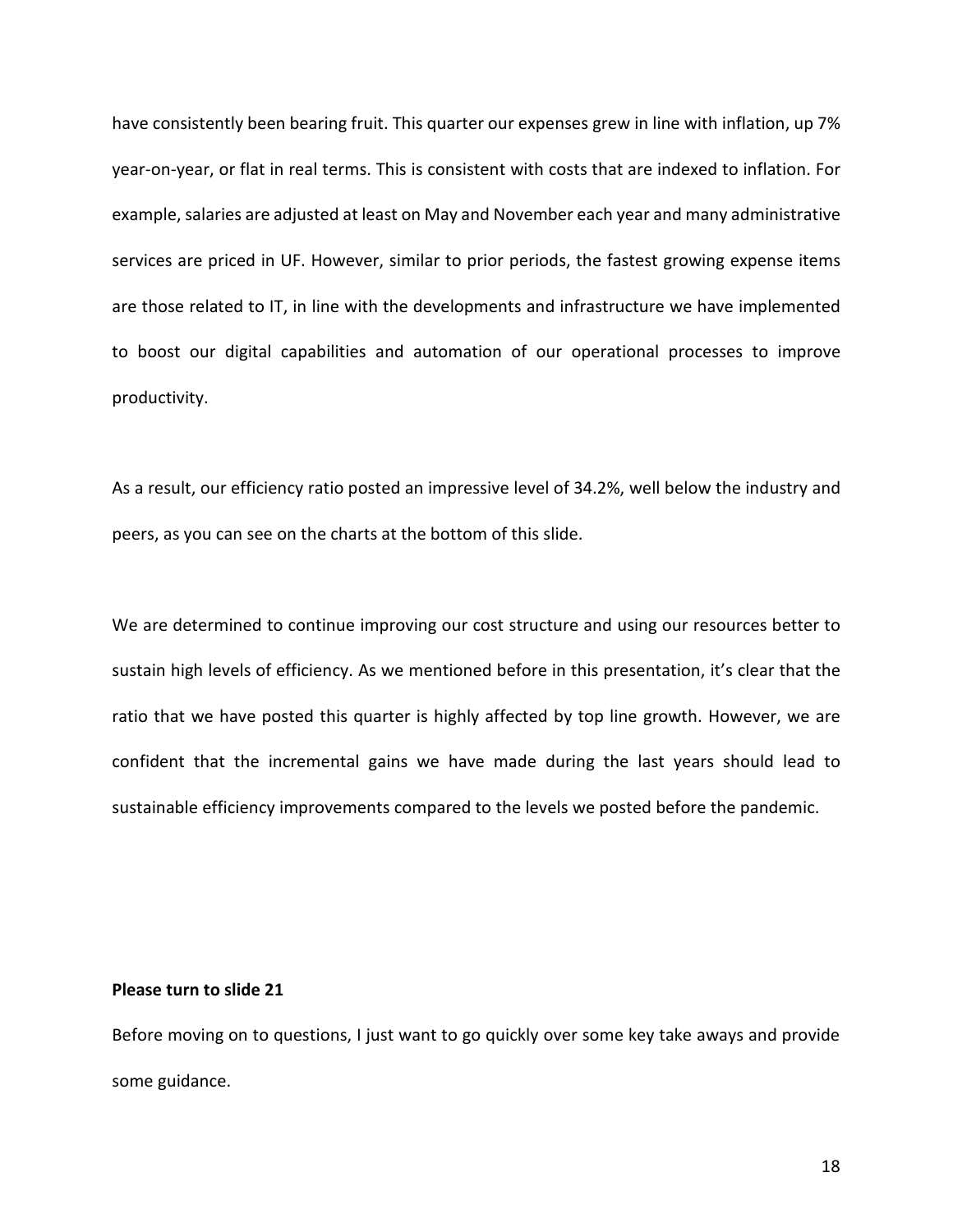have consistently been bearing fruit. This quarter our expenses grew in line with inflation, up 7% year-on-year, or flat in real terms. This is consistent with costs that are indexed to inflation. For example, salaries are adjusted at least on May and November each year and many administrative services are priced in UF. However, similar to prior periods, the fastest growing expense items are those related to IT, in line with the developments and infrastructure we have implemented to boost our digital capabilities and automation of our operational processes to improve productivity.

As a result, our efficiency ratio posted an impressive level of 34.2%, well below the industry and peers, as you can see on the charts at the bottom of this slide.

We are determined to continue improving our cost structure and using our resources better to sustain high levels of efficiency. As we mentioned before in this presentation, it's clear that the ratio that we have posted this quarter is highly affected by top line growth. However, we are confident that the incremental gains we have made during the last years should lead to sustainable efficiency improvements compared to the levels we posted before the pandemic.

**Please turn to slide 21**

Before moving on to questions, I just want to go quickly over some key take aways and provide some guidance.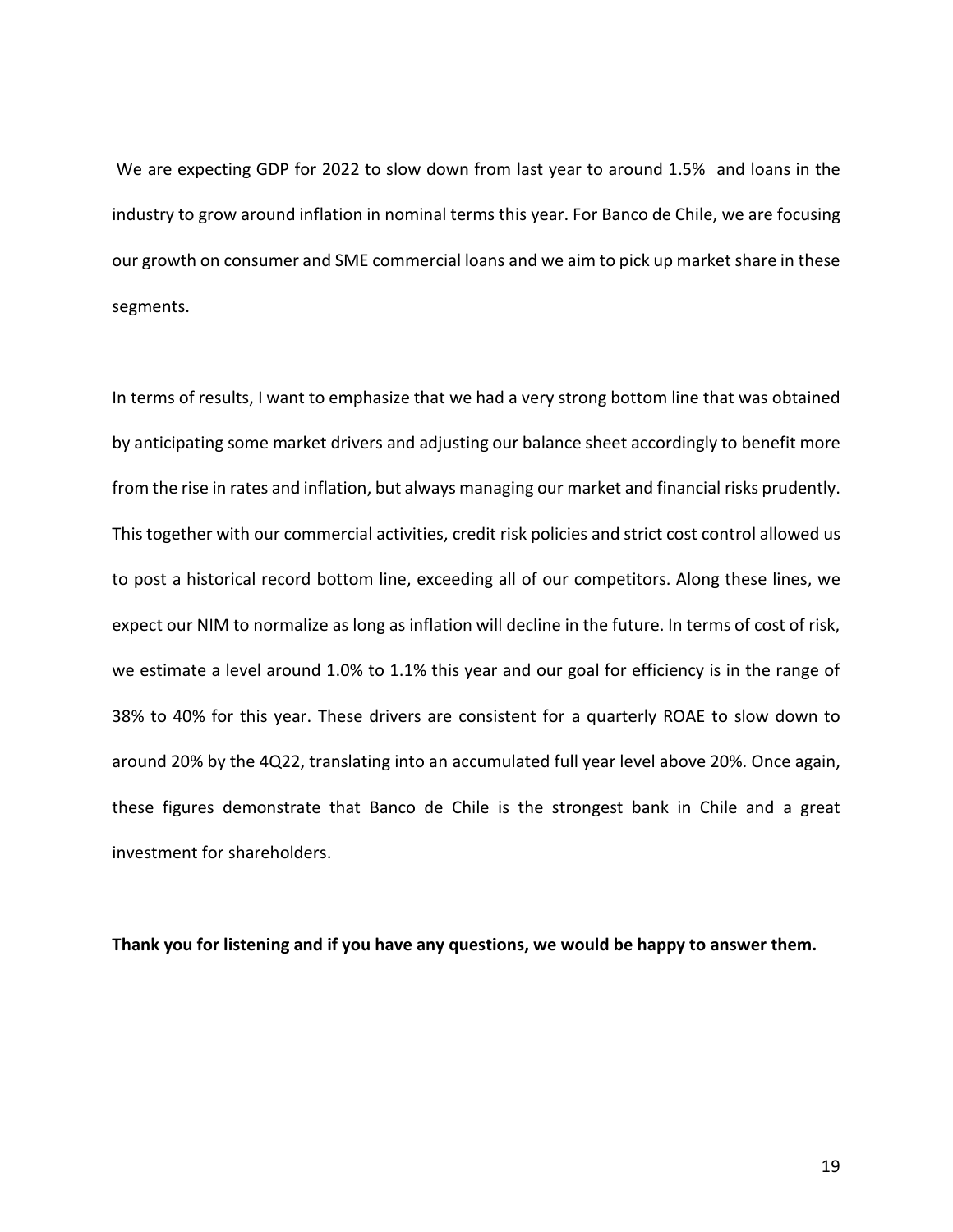We are expecting GDP for 2022 to slow down from last year to around 1.5% and loans in the industry to grow around inflation in nominal terms this year. For Banco de Chile, we are focusing our growth on consumer and SME commercial loans and we aim to pick up market share in these segments.

In terms of results, I want to emphasize that we had a very strong bottom line that was obtained by anticipating some market drivers and adjusting our balance sheet accordingly to benefit more from the rise in rates and inflation, but always managing our market and financial risks prudently. This together with our commercial activities, credit risk policies and strict cost control allowed us to post a historical record bottom line, exceeding all of our competitors. Along these lines, we expect our NIM to normalize as long as inflation will decline in the future. In terms of cost of risk, we estimate a level around 1.0% to 1.1% this year and our goal for efficiency is in the range of 38% to 40% for this year. These drivers are consistent for a quarterly ROAE to slow down to around 20% by the 4Q22, translating into an accumulated full year level above 20%. Once again, these figures demonstrate that Banco de Chile is the strongest bank in Chile and a great investment for shareholders.

**Thank you for listening and if you have any questions, we would be happy to answer them.**